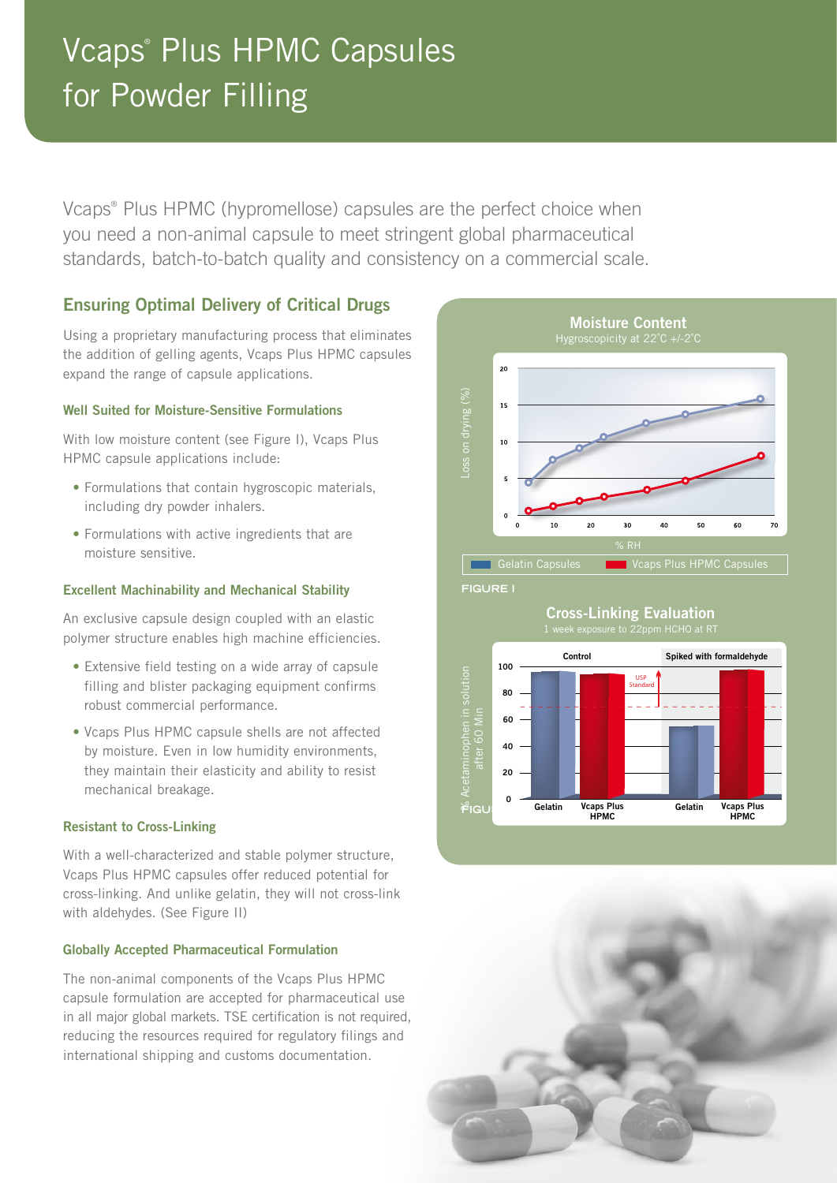# Vcaps® Plus HPMC Capsules for Powder Filling

Vcaps® Plus HPMC (hypromellose) capsules are the perfect choice when you need a non-animal capsule to meet stringent global pharmaceutical standards, batch-to-batch quality and consistency on a commercial scale.

## Ensuring Optimal Delivery of Critical Drugs

Using a proprietary manufacturing process that eliminates the addition of gelling agents, Vcaps Plus HPMC capsules expand the range of capsule applications.

### Well Suited for Moisture-Sensitive Formulations

With low moisture content (see Figure I), Vcaps Plus HPMC capsule applications include:

- Formulations that contain hygroscopic materials, including dry powder inhalers.
- Formulations with active ingredients that are moisture sensitive.

### Excellent Machinability and Mechanical Stability

An exclusive capsule design coupled with an elastic polymer structure enables high machine efficiencies.

- Extensive field testing on a wide array of capsule filling and blister packaging equipment confirms robust commercial performance.
- Vcaps Plus HPMC capsule shells are not affected by moisture. Even in low humidity environments, they maintain their elasticity and ability to resist mechanical breakage.

### Resistant to Cross-Linking

With a well-characterized and stable polymer structure, Vcaps Plus HPMC capsules offer reduced potential for cross-linking. And unlike gelatin, they will not cross-link with aldehydes. (See Figure II)

### Globally Accepted Pharmaceutical Formulation

The non-animal components of the Vcaps Plus HPMC capsule formulation are accepted for pharmaceutical use in all major global markets. TSE certification is not required, reducing the resources required for regulatory filings and international shipping and customs documentation.

**Moisture Content**
Hygroscopicity at 22°C +/-2°C

Loss on drying (%) vs. % RH — Gelatin Capsules; Vcaps Plus HPMC Capsules

FIGURE I

**Cross-Linking Evaluation**
1 week exposure to 22ppm HCHO at RT

% Acetaminophen in solution after 60 Min — Control: Gelatin, Vcaps Plus HPMC; Spiked with formaldehyde: Gelatin, Vcaps Plus HPMC; USP Standard

FIGURE II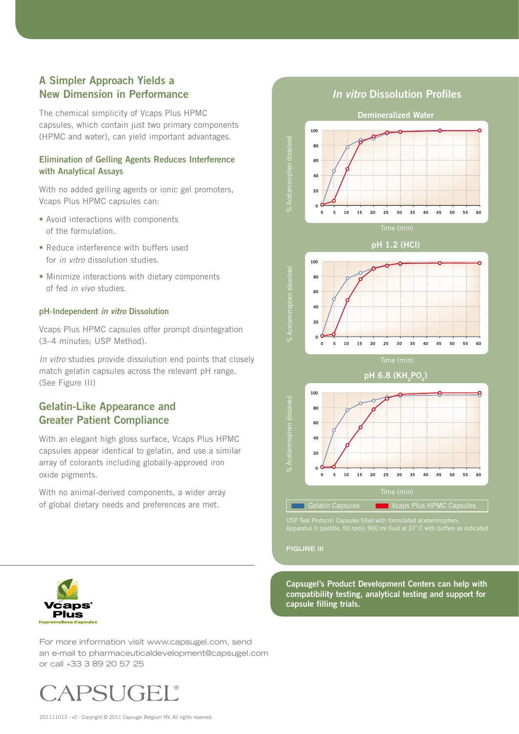## A Simpler Approach Yields a New Dimension in Performance

The chemical simplicity of Vcaps Plus HPMC capsules, which contain just two primary components (HPMC and water), can yield important advantages.

### Elimination of Gelling Agents Reduces Interference with Analytical Assays

With no added gelling agents or ionic gel promoters, Vcaps Plus HPMC capsules can:

- Avoid interactions with components of the formulation.
- Reduce interference with buffers used for *in vitro* dissolution studies.
- Minimize interactions with dietary components of fed *in vivo* studies.

### pH-Independent *in vitro* Dissolution

Vcaps Plus HPMC capsules offer prompt disintegration (3–4 minutes; USP Method).

*In vitro* studies provide dissolution end points that closely match gelatin capsules across the relevant pH range. (See Figure III)

## Gelatin-Like Appearance and Greater Patient Compliance

With an elegant high gloss surface, Vcaps Plus HPMC capsules appear identical to gelatin, and use a similar array of colorants including globally-approved iron oxide pigments.

With no animal-derived components, a wider array of global dietary needs and preferences are met.

## *In vitro* Dissolution Profiles

Demineralized Water

% Acetaminophen dissolved
0 20 40 60 80 100
Time (min)
0 5 10 15 20 25 30 35 40 45 50 55 60

pH 1.2 (HCl)

% Acetaminophen dissolved
0 20 40 60 80 100
Time (min)
0 5 10 15 20 25 30 35 40 45 50 55 60

pH 6.8 ($KH_2PO_4$)

% Acetaminophen dissolved
0 20 40 60 80 100
Time (min)
0 5 10 15 20 25 30 35 40 45 50 55 60

Gelatin Capsules
Vcaps Plus HPMC Capsules

USP Test Protocol: Capsules filled with formulated acetaminophen; Apparatus II (paddle, 50 rpm); 900 ml fluid at 37° C with buffers as indicated.

FIGURE III

**Capsugel's Product Development Centers can help with compatibility testing, analytical testing and support for capsule filling trials.**

Vcaps® Plus
Hypromellose Capsules

For more information visit www.capsugel.com, send an e-mail to pharmaceuticaldevelopment@capsugel.com or call +33 3 89 20 57 25

CAPSUGEL®

201111013 - v2 - Copyright © 2011 Capsugel Belgium NV. All rights reserved.